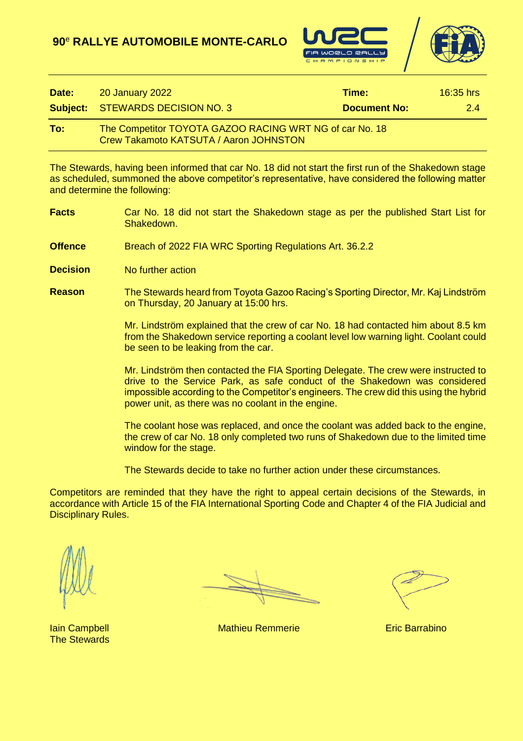# 90[e] RALLYE AUTOMOBILE MONTE-CARLO

| **Date:** | 20 January 2022 | **Time:** | 16:35 hrs |
|---|---|---|---|
| **Subject:** | STEWARDS DECISION NO. 3 | **Document No:** | 2.4 |

**To:** The Competitor TOYOTA GAZOO RACING WRT NG of car No. 18
Crew Takamoto KATSUTA / Aaron JOHNSTON

The Stewards, having been informed that car No. 18 did not start the first run of the Shakedown stage as scheduled, summoned the above competitor's representative, have considered the following matter and determine the following:

**Facts**
Car No. 18 did not start the Shakedown stage as per the published Start List for Shakedown.

**Offence**
Breach of 2022 FIA WRC Sporting Regulations Art. 36.2.2

**Decision**
No further action

**Reason**
The Stewards heard from Toyota Gazoo Racing's Sporting Director, Mr. Kaj Lindström on Thursday, 20 January at 15:00 hrs.

Mr. Lindström explained that the crew of car No. 18 had contacted him about 8.5 km from the Shakedown service reporting a coolant level low warning light. Coolant could be seen to be leaking from the car.

Mr. Lindström then contacted the FIA Sporting Delegate. The crew were instructed to drive to the Service Park, as safe conduct of the Shakedown was considered impossible according to the Competitor's engineers. The crew did this using the hybrid power unit, as there was no coolant in the engine.

The coolant hose was replaced, and once the coolant was added back to the engine, the crew of car No. 18 only completed two runs of Shakedown due to the limited time window for the stage.

The Stewards decide to take no further action under these circumstances.

Competitors are reminded that they have the right to appeal certain decisions of the Stewards, in accordance with Article 15 of the FIA International Sporting Code and Chapter 4 of the FIA Judicial and Disciplinary Rules.

Iain Campbell — Mathieu Remmerie — Eric Barrabino

The Stewards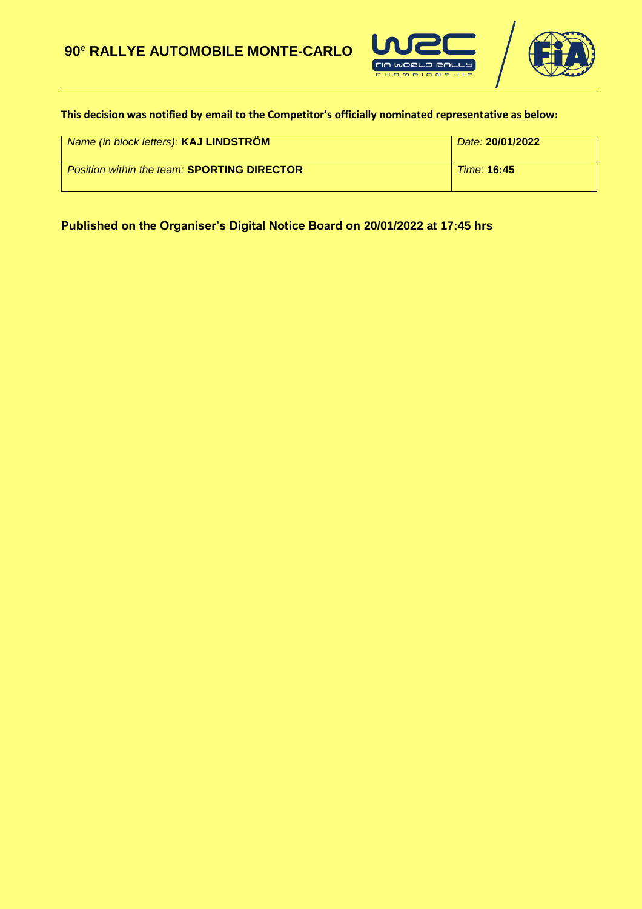**This decision was notified by email to the Competitor's officially nominated representative as below:**

| | |
|---|---|
| *Name (in block letters):* **KAJ LINDSTRÖM** | *Date:* **20/01/2022** |
| *Position within the team:* **SPORTING DIRECTOR** | *Time:* **16:45** |

**Published on the Organiser's Digital Notice Board on 20/01/2022 at 17:45 hrs**